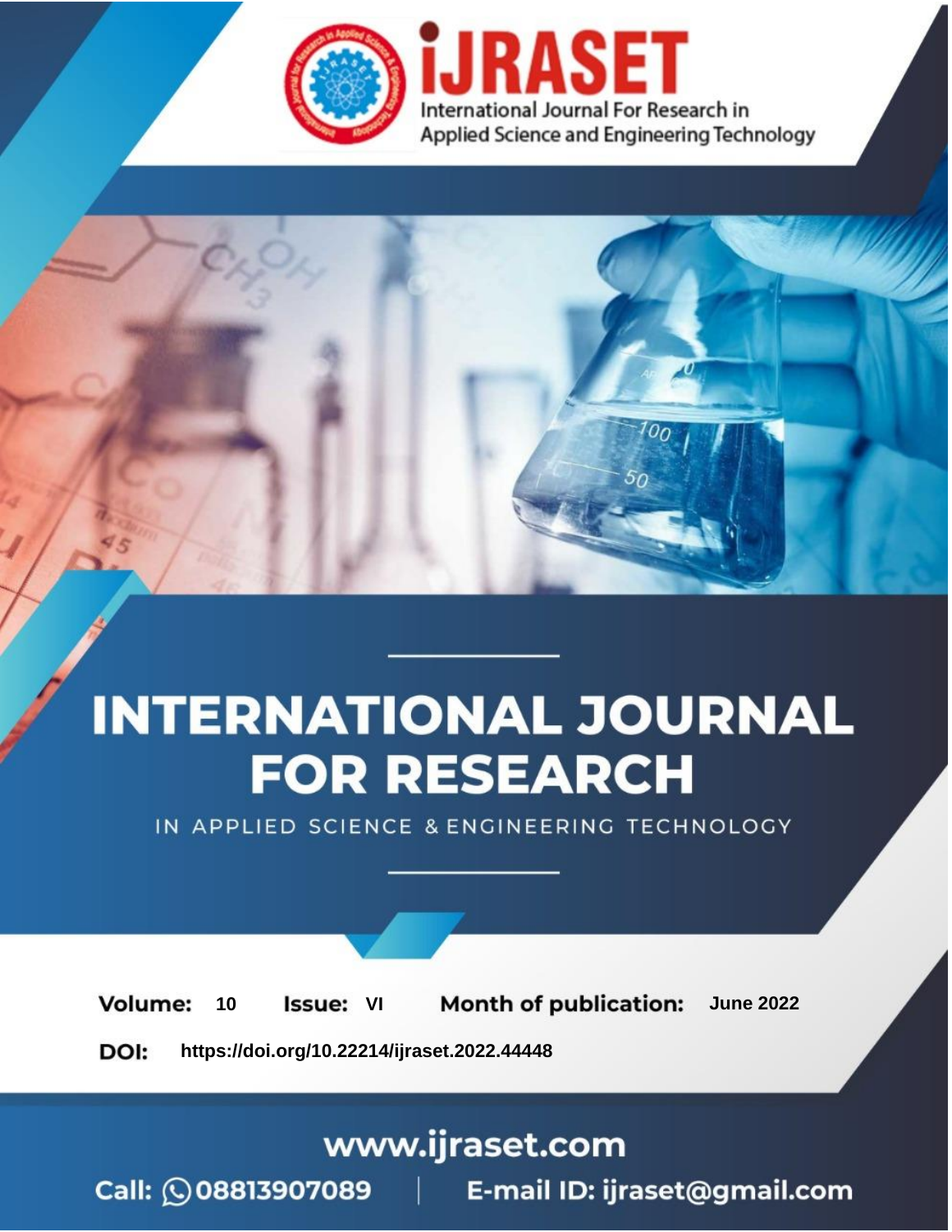iJRASET

International Journal For Research in Applied Science and Engineering Technology

# INTERNATIONAL JOURNAL FOR RESEARCH

IN APPLIED SCIENCE & ENGINEERING TECHNOLOGY

**Volume:** 10 **Issue:** VI **Month of publication:** June 2022

**DOI:** https://doi.org/10.22214/ijraset.2022.44448

www.ijraset.com

Call: 08813907089 | E-mail ID: ijraset@gmail.com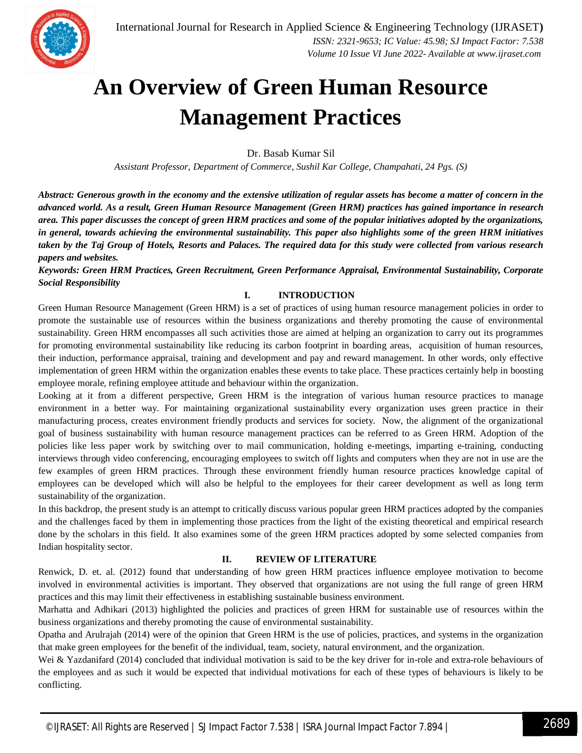# An Overview of Green Human Resource Management Practices

Dr. Basab Kumar Sil

*Assistant Professor, Department of Commerce, Sushil Kar College, Champahati, 24 Pgs. (S)*

***Abstract:** Generous growth in the economy and the extensive utilization of regular assets has become a matter of concern in the advanced world. As a result, Green Human Resource Management (Green HRM) practices has gained importance in research area. This paper discusses the concept of green HRM practices and some of the popular initiatives adopted by the organizations, in general, towards achieving the environmental sustainability. This paper also highlights some of the green HRM initiatives taken by the Taj Group of Hotels, Resorts and Palaces. The required data for this study were collected from various research papers and websites.*

***Keywords:** Green HRM Practices, Green Recruitment, Green Performance Appraisal, Environmental Sustainability, Corporate Social Responsibility*

## I. INTRODUCTION

Green Human Resource Management (Green HRM) is a set of practices of using human resource management policies in order to promote the sustainable use of resources within the business organizations and thereby promoting the cause of environmental sustainability. Green HRM encompasses all such activities those are aimed at helping an organization to carry out its programmes for promoting environmental sustainability like reducing its carbon footprint in boarding areas, acquisition of human resources, their induction, performance appraisal, training and development and pay and reward management. In other words, only effective implementation of green HRM within the organization enables these events to take place. These practices certainly help in boosting employee morale, refining employee attitude and behaviour within the organization.

Looking at it from a different perspective, Green HRM is the integration of various human resource practices to manage environment in a better way. For maintaining organizational sustainability every organization uses green practice in their manufacturing process, creates environment friendly products and services for society. Now, the alignment of the organizational goal of business sustainability with human resource management practices can be referred to as Green HRM. Adoption of the policies like less paper work by switching over to mail communication, holding e-meetings, imparting e-training, conducting interviews through video conferencing, encouraging employees to switch off lights and computers when they are not in use are the few examples of green HRM practices. Through these environment friendly human resource practices knowledge capital of employees can be developed which will also be helpful to the employees for their career development as well as long term sustainability of the organization.

In this backdrop, the present study is an attempt to critically discuss various popular green HRM practices adopted by the companies and the challenges faced by them in implementing those practices from the light of the existing theoretical and empirical research done by the scholars in this field. It also examines some of the green HRM practices adopted by some selected companies from Indian hospitality sector.

## II. REVIEW OF LITERATURE

Renwick, D. et. al. (2012) found that understanding of how green HRM practices influence employee motivation to become involved in environmental activities is important. They observed that organizations are not using the full range of green HRM practices and this may limit their effectiveness in establishing sustainable business environment.

Marhatta and Adhikari (2013) highlighted the policies and practices of green HRM for sustainable use of resources within the business organizations and thereby promoting the cause of environmental sustainability.

Opatha and Arulrajah (2014) were of the opinion that Green HRM is the use of policies, practices, and systems in the organization that make green employees for the benefit of the individual, team, society, natural environment, and the organization.

Wei & Yazdanifard (2014) concluded that individual motivation is said to be the key driver for in-role and extra-role behaviours of the employees and as such it would be expected that individual motivations for each of these types of behaviours is likely to be conflicting.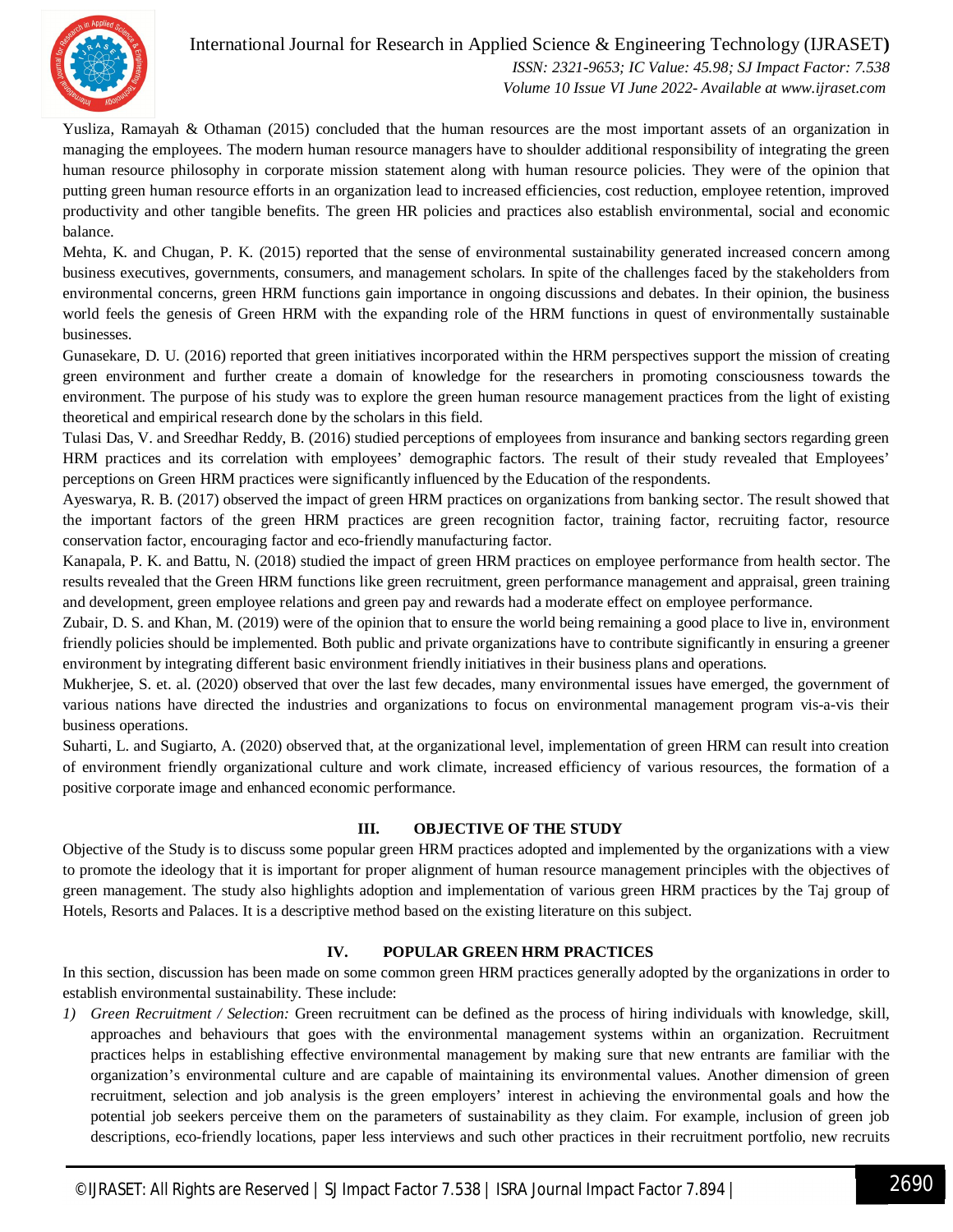Yusliza, Ramayah & Othaman (2015) concluded that the human resources are the most important assets of an organization in managing the employees. The modern human resource managers have to shoulder additional responsibility of integrating the green human resource philosophy in corporate mission statement along with human resource policies. They were of the opinion that putting green human resource efforts in an organization lead to increased efficiencies, cost reduction, employee retention, improved productivity and other tangible benefits. The green HR policies and practices also establish environmental, social and economic balance.

Mehta, K. and Chugan, P. K. (2015) reported that the sense of environmental sustainability generated increased concern among business executives, governments, consumers, and management scholars. In spite of the challenges faced by the stakeholders from environmental concerns, green HRM functions gain importance in ongoing discussions and debates. In their opinion, the business world feels the genesis of Green HRM with the expanding role of the HRM functions in quest of environmentally sustainable businesses.

Gunasekare, D. U. (2016) reported that green initiatives incorporated within the HRM perspectives support the mission of creating green environment and further create a domain of knowledge for the researchers in promoting consciousness towards the environment. The purpose of his study was to explore the green human resource management practices from the light of existing theoretical and empirical research done by the scholars in this field.

Tulasi Das, V. and Sreedhar Reddy, B. (2016) studied perceptions of employees from insurance and banking sectors regarding green HRM practices and its correlation with employees' demographic factors. The result of their study revealed that Employees' perceptions on Green HRM practices were significantly influenced by the Education of the respondents.

Ayeswarya, R. B. (2017) observed the impact of green HRM practices on organizations from banking sector. The result showed that the important factors of the green HRM practices are green recognition factor, training factor, recruiting factor, resource conservation factor, encouraging factor and eco-friendly manufacturing factor.

Kanapala, P. K. and Battu, N. (2018) studied the impact of green HRM practices on employee performance from health sector. The results revealed that the Green HRM functions like green recruitment, green performance management and appraisal, green training and development, green employee relations and green pay and rewards had a moderate effect on employee performance.

Zubair, D. S. and Khan, M. (2019) were of the opinion that to ensure the world being remaining a good place to live in, environment friendly policies should be implemented. Both public and private organizations have to contribute significantly in ensuring a greener environment by integrating different basic environment friendly initiatives in their business plans and operations.

Mukherjee, S. et. al. (2020) observed that over the last few decades, many environmental issues have emerged, the government of various nations have directed the industries and organizations to focus on environmental management program vis-a-vis their business operations.

Suharti, L. and Sugiarto, A. (2020) observed that, at the organizational level, implementation of green HRM can result into creation of environment friendly organizational culture and work climate, increased efficiency of various resources, the formation of a positive corporate image and enhanced economic performance.

## III. OBJECTIVE OF THE STUDY

Objective of the Study is to discuss some popular green HRM practices adopted and implemented by the organizations with a view to promote the ideology that it is important for proper alignment of human resource management principles with the objectives of green management. The study also highlights adoption and implementation of various green HRM practices by the Taj group of Hotels, Resorts and Palaces. It is a descriptive method based on the existing literature on this subject.

## IV. POPULAR GREEN HRM PRACTICES

In this section, discussion has been made on some common green HRM practices generally adopted by the organizations in order to establish environmental sustainability. These include:

1) *Green Recruitment / Selection:* Green recruitment can be defined as the process of hiring individuals with knowledge, skill, approaches and behaviours that goes with the environmental management systems within an organization. Recruitment practices helps in establishing effective environmental management by making sure that new entrants are familiar with the organization's environmental culture and are capable of maintaining its environmental values. Another dimension of green recruitment, selection and job analysis is the green employers' interest in achieving the environmental goals and how the potential job seekers perceive them on the parameters of sustainability as they claim. For example, inclusion of green job descriptions, eco-friendly locations, paper less interviews and such other practices in their recruitment portfolio, new recruits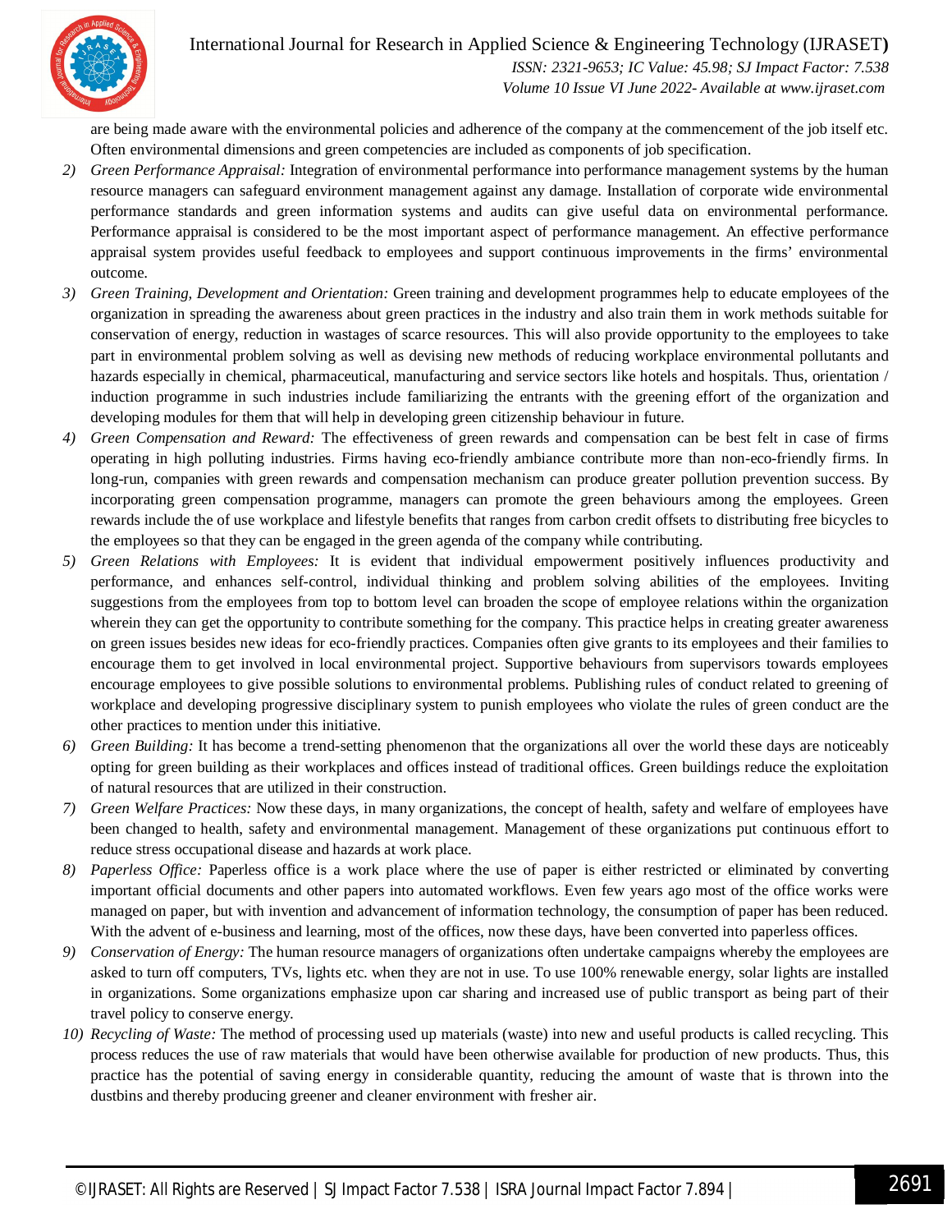are being made aware with the environmental policies and adherence of the company at the commencement of the job itself etc. Often environmental dimensions and green competencies are included as components of job specification.

2) *Green Performance Appraisal:* Integration of environmental performance into performance management systems by the human resource managers can safeguard environment management against any damage. Installation of corporate wide environmental performance standards and green information systems and audits can give useful data on environmental performance. Performance appraisal is considered to be the most important aspect of performance management. An effective performance appraisal system provides useful feedback to employees and support continuous improvements in the firms' environmental outcome.
3) *Green Training, Development and Orientation:* Green training and development programmes help to educate employees of the organization in spreading the awareness about green practices in the industry and also train them in work methods suitable for conservation of energy, reduction in wastages of scarce resources. This will also provide opportunity to the employees to take part in environmental problem solving as well as devising new methods of reducing workplace environmental pollutants and hazards especially in chemical, pharmaceutical, manufacturing and service sectors like hotels and hospitals. Thus, orientation / induction programme in such industries include familiarizing the entrants with the greening effort of the organization and developing modules for them that will help in developing green citizenship behaviour in future.
4) *Green Compensation and Reward:* The effectiveness of green rewards and compensation can be best felt in case of firms operating in high polluting industries. Firms having eco-friendly ambiance contribute more than non-eco-friendly firms. In long-run, companies with green rewards and compensation mechanism can produce greater pollution prevention success. By incorporating green compensation programme, managers can promote the green behaviours among the employees. Green rewards include the of use workplace and lifestyle benefits that ranges from carbon credit offsets to distributing free bicycles to the employees so that they can be engaged in the green agenda of the company while contributing.
5) *Green Relations with Employees:* It is evident that individual empowerment positively influences productivity and performance, and enhances self-control, individual thinking and problem solving abilities of the employees. Inviting suggestions from the employees from top to bottom level can broaden the scope of employee relations within the organization wherein they can get the opportunity to contribute something for the company. This practice helps in creating greater awareness on green issues besides new ideas for eco-friendly practices. Companies often give grants to its employees and their families to encourage them to get involved in local environmental project. Supportive behaviours from supervisors towards employees encourage employees to give possible solutions to environmental problems. Publishing rules of conduct related to greening of workplace and developing progressive disciplinary system to punish employees who violate the rules of green conduct are the other practices to mention under this initiative.
6) *Green Building:* It has become a trend-setting phenomenon that the organizations all over the world these days are noticeably opting for green building as their workplaces and offices instead of traditional offices. Green buildings reduce the exploitation of natural resources that are utilized in their construction.
7) *Green Welfare Practices:* Now these days, in many organizations, the concept of health, safety and welfare of employees have been changed to health, safety and environmental management. Management of these organizations put continuous effort to reduce stress occupational disease and hazards at work place.
8) *Paperless Office:* Paperless office is a work place where the use of paper is either restricted or eliminated by converting important official documents and other papers into automated workflows. Even few years ago most of the office works were managed on paper, but with invention and advancement of information technology, the consumption of paper has been reduced. With the advent of e-business and learning, most of the offices, now these days, have been converted into paperless offices.
9) *Conservation of Energy:* The human resource managers of organizations often undertake campaigns whereby the employees are asked to turn off computers, TVs, lights etc. when they are not in use. To use 100% renewable energy, solar lights are installed in organizations. Some organizations emphasize upon car sharing and increased use of public transport as being part of their travel policy to conserve energy.
10) *Recycling of Waste:* The method of processing used up materials (waste) into new and useful products is called recycling. This process reduces the use of raw materials that would have been otherwise available for production of new products. Thus, this practice has the potential of saving energy in considerable quantity, reducing the amount of waste that is thrown into the dustbins and thereby producing greener and cleaner environment with fresher air.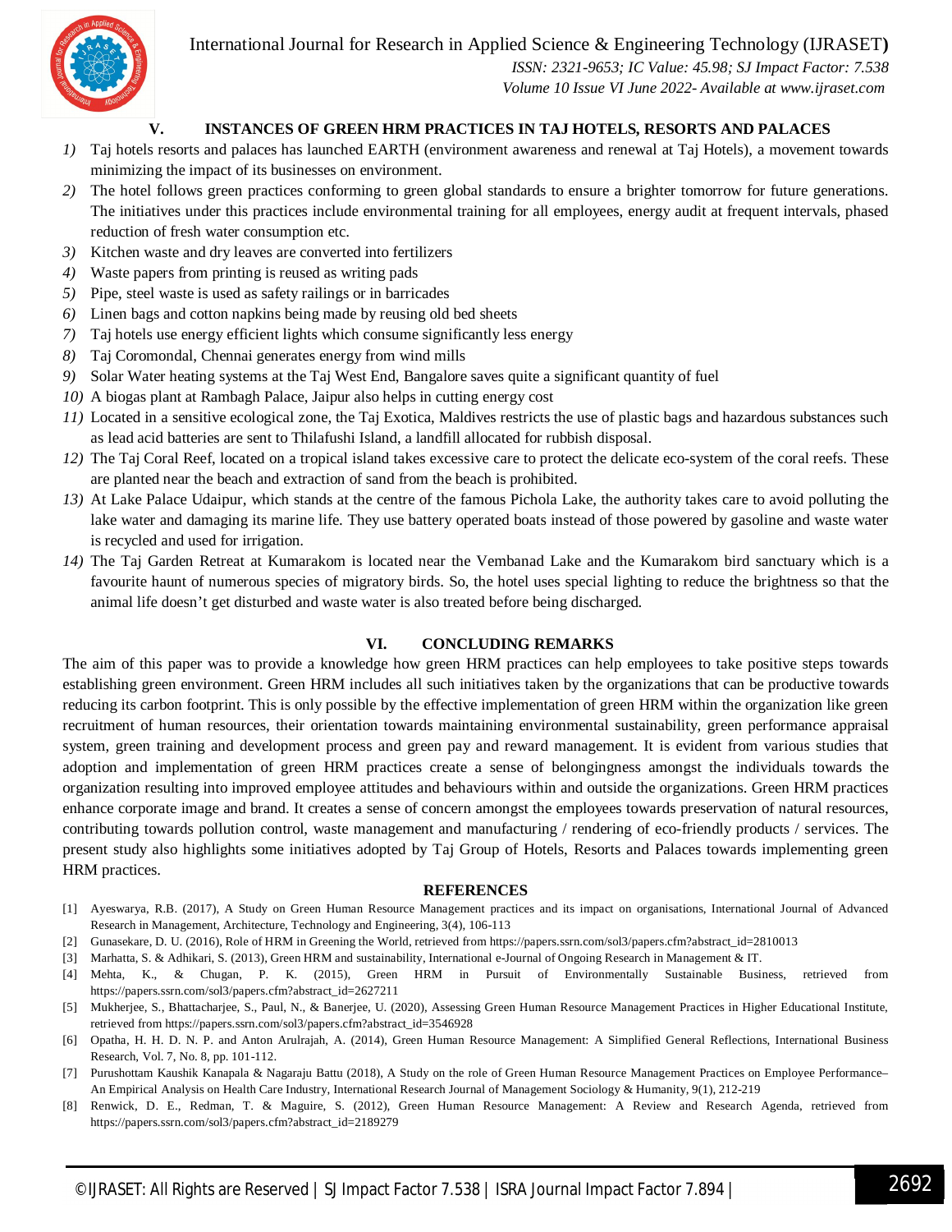## V. INSTANCES OF GREEN HRM PRACTICES IN TAJ HOTELS, RESORTS AND PALACES

1) Taj hotels resorts and palaces has launched EARTH (environment awareness and renewal at Taj Hotels), a movement towards minimizing the impact of its businesses on environment.
2) The hotel follows green practices conforming to green global standards to ensure a brighter tomorrow for future generations. The initiatives under this practices include environmental training for all employees, energy audit at frequent intervals, phased reduction of fresh water consumption etc.
3) Kitchen waste and dry leaves are converted into fertilizers
4) Waste papers from printing is reused as writing pads
5) Pipe, steel waste is used as safety railings or in barricades
6) Linen bags and cotton napkins being made by reusing old bed sheets
7) Taj hotels use energy efficient lights which consume significantly less energy
8) Taj Coromondal, Chennai generates energy from wind mills
9) Solar Water heating systems at the Taj West End, Bangalore saves quite a significant quantity of fuel
10) A biogas plant at Rambagh Palace, Jaipur also helps in cutting energy cost
11) Located in a sensitive ecological zone, the Taj Exotica, Maldives restricts the use of plastic bags and hazardous substances such as lead acid batteries are sent to Thilafushi Island, a landfill allocated for rubbish disposal.
12) The Taj Coral Reef, located on a tropical island takes excessive care to protect the delicate eco-system of the coral reefs. These are planted near the beach and extraction of sand from the beach is prohibited.
13) At Lake Palace Udaipur, which stands at the centre of the famous Pichola Lake, the authority takes care to avoid polluting the lake water and damaging its marine life. They use battery operated boats instead of those powered by gasoline and waste water is recycled and used for irrigation.
14) The Taj Garden Retreat at Kumarakom is located near the Vembanad Lake and the Kumarakom bird sanctuary which is a favourite haunt of numerous species of migratory birds. So, the hotel uses special lighting to reduce the brightness so that the animal life doesn't get disturbed and waste water is also treated before being discharged.

## VI. CONCLUDING REMARKS

The aim of this paper was to provide a knowledge how green HRM practices can help employees to take positive steps towards establishing green environment. Green HRM includes all such initiatives taken by the organizations that can be productive towards reducing its carbon footprint. This is only possible by the effective implementation of green HRM within the organization like green recruitment of human resources, their orientation towards maintaining environmental sustainability, green performance appraisal system, green training and development process and green pay and reward management. It is evident from various studies that adoption and implementation of green HRM practices create a sense of belongingness amongst the individuals towards the organization resulting into improved employee attitudes and behaviours within and outside the organizations. Green HRM practices enhance corporate image and brand. It creates a sense of concern amongst the employees towards preservation of natural resources, contributing towards pollution control, waste management and manufacturing / rendering of eco-friendly products / services. The present study also highlights some initiatives adopted by Taj Group of Hotels, Resorts and Palaces towards implementing green HRM practices.

## REFERENCES

[1] Ayeswarya, R.B. (2017), A Study on Green Human Resource Management practices and its impact on organisations, International Journal of Advanced Research in Management, Architecture, Technology and Engineering, 3(4), 106-113

[2] Gunasekare, D. U. (2016), Role of HRM in Greening the World, retrieved from https://papers.ssrn.com/sol3/papers.cfm?abstract_id=2810013

[3] Marhatta, S. & Adhikari, S. (2013), Green HRM and sustainability, International e-Journal of Ongoing Research in Management & IT.

[4] Mehta, K., & Chugan, P. K. (2015), Green HRM in Pursuit of Environmentally Sustainable Business, retrieved from https://papers.ssrn.com/sol3/papers.cfm?abstract_id=2627211

[5] Mukherjee, S., Bhattacharjee, S., Paul, N., & Banerjee, U. (2020), Assessing Green Human Resource Management Practices in Higher Educational Institute, retrieved from https://papers.ssrn.com/sol3/papers.cfm?abstract_id=3546928

[6] Opatha, H. H. D. N. P. and Anton Arulrajah, A. (2014), Green Human Resource Management: A Simplified General Reflections, International Business Research, Vol. 7, No. 8, pp. 101-112.

[7] Purushottam Kaushik Kanapala & Nagaraju Battu (2018), A Study on the role of Green Human Resource Management Practices on Employee Performance– An Empirical Analysis on Health Care Industry, International Research Journal of Management Sociology & Humanity, 9(1), 212-219

[8] Renwick, D. E., Redman, T. & Maguire, S. (2012), Green Human Resource Management: A Review and Research Agenda, retrieved from https://papers.ssrn.com/sol3/papers.cfm?abstract_id=2189279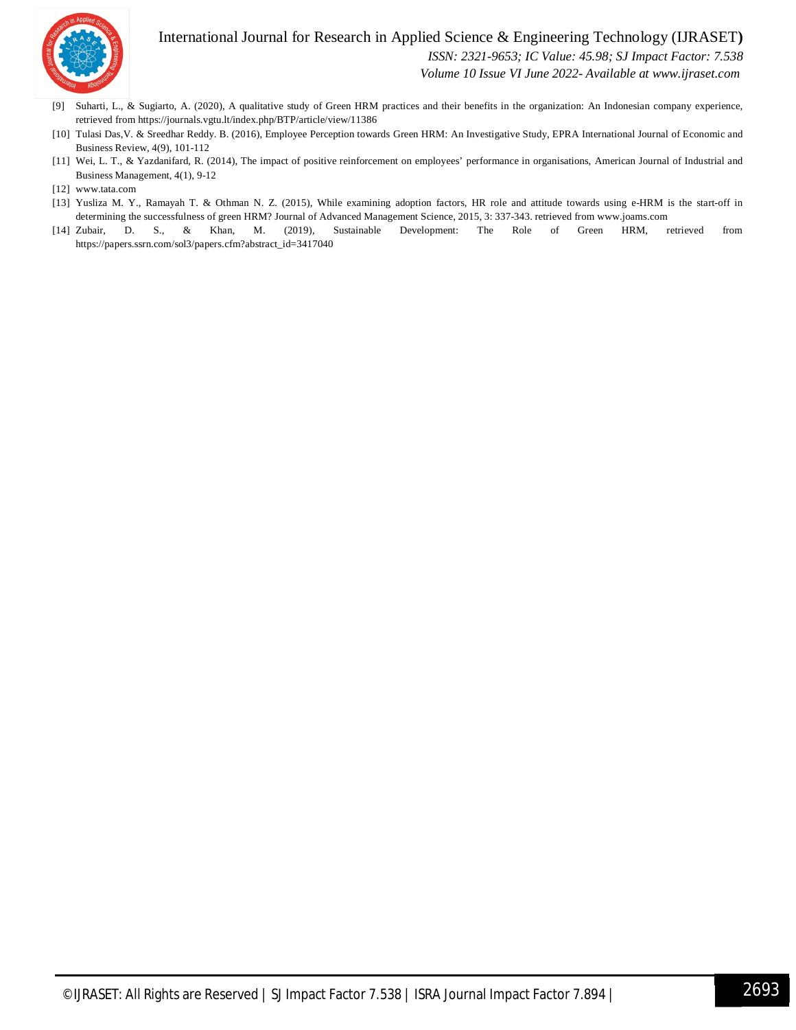[9] Suharti, L., & Sugiarto, A. (2020), A qualitative study of Green HRM practices and their benefits in the organization: An Indonesian company experience, retrieved from https://journals.vgtu.lt/index.php/BTP/article/view/11386

[10] Tulasi Das,V. & Sreedhar Reddy. B. (2016), Employee Perception towards Green HRM: An Investigative Study, EPRA International Journal of Economic and Business Review, 4(9), 101-112

[11] Wei, L. T., & Yazdanifard, R. (2014), The impact of positive reinforcement on employees' performance in organisations, American Journal of Industrial and Business Management, 4(1), 9-12

[12] www.tata.com

[13] Yusliza M. Y., Ramayah T. & Othman N. Z. (2015), While examining adoption factors, HR role and attitude towards using e-HRM is the start-off in determining the successfulness of green HRM? Journal of Advanced Management Science, 2015, 3: 337-343. retrieved from www.joams.com

[14] Zubair, D. S., & Khan, M. (2019), Sustainable Development: The Role of Green HRM, retrieved from https://papers.ssrn.com/sol3/papers.cfm?abstract_id=3417040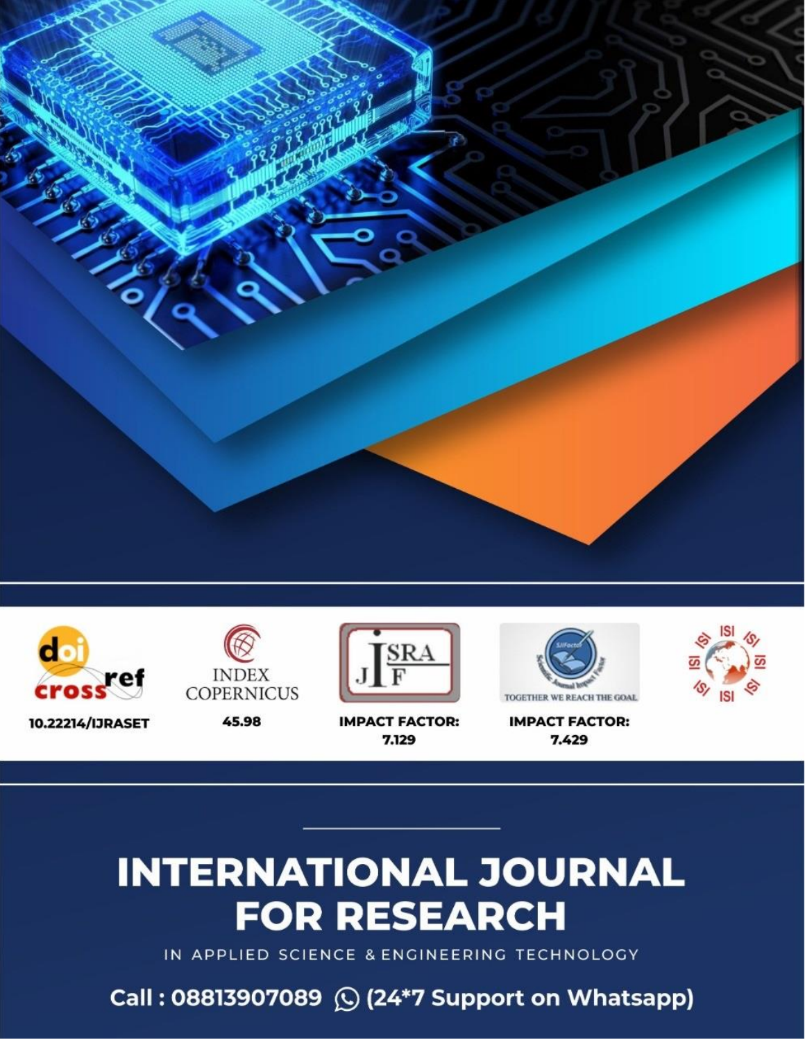10.22214/IJRASET

INDEX COPERNICUS

45.98

IMPACT FACTOR: 7.129

IMPACT FACTOR: 7.429

# INTERNATIONAL JOURNAL FOR RESEARCH

IN APPLIED SCIENCE & ENGINEERING TECHNOLOGY

Call : 08813907089 (24*7 Support on Whatsapp)